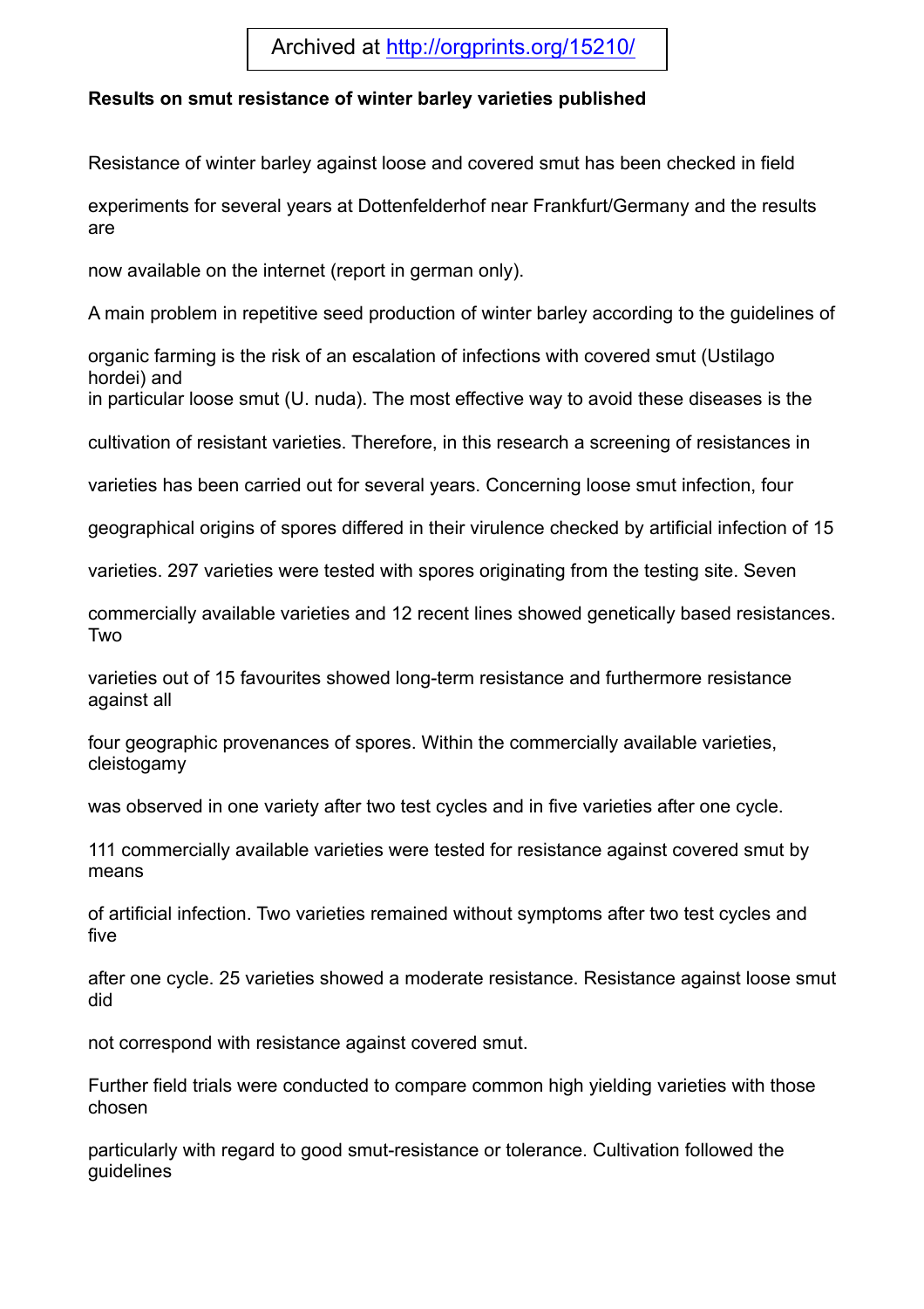Archived at http://orgprints.org/15210/

**Results on smut resistance of winter barley varieties published**

Resistance of winter barley against loose and covered smut has been checked in field experiments for several years at Dottenfelderhof near Frankfurt/Germany and the results are now available on the internet (report in german only).

A main problem in repetitive seed production of winter barley according to the guidelines of organic farming is the risk of an escalation of infections with covered smut (Ustilago hordei) and in particular loose smut (U. nuda). The most effective way to avoid these diseases is the cultivation of resistant varieties. Therefore, in this research a screening of resistances in varieties has been carried out for several years. Concerning loose smut infection, four geographical origins of spores differed in their virulence checked by artificial infection of 15 varieties. 297 varieties were tested with spores originating from the testing site. Seven commercially available varieties and 12 recent lines showed genetically based resistances. Two varieties out of 15 favourites showed long-term resistance and furthermore resistance against all four geographic provenances of spores. Within the commercially available varieties, cleistogamy was observed in one variety after two test cycles and in five varieties after one cycle.

111 commercially available varieties were tested for resistance against covered smut by means of artificial infection. Two varieties remained without symptoms after two test cycles and five after one cycle. 25 varieties showed a moderate resistance. Resistance against loose smut did not correspond with resistance against covered smut.

Further field trials were conducted to compare common high yielding varieties with those chosen particularly with regard to good smut-resistance or tolerance. Cultivation followed the guidelines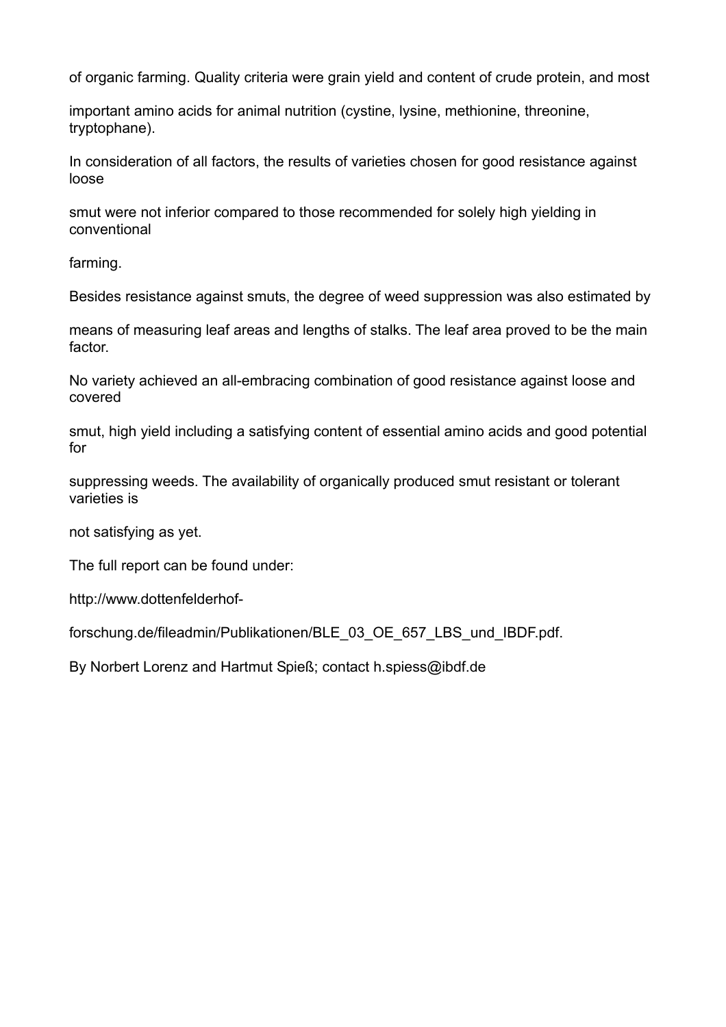of organic farming. Quality criteria were grain yield and content of crude protein, and most important amino acids for animal nutrition (cystine, lysine, methionine, threonine, tryptophane).

In consideration of all factors, the results of varieties chosen for good resistance against loose smut were not inferior compared to those recommended for solely high yielding in conventional farming.

Besides resistance against smuts, the degree of weed suppression was also estimated by means of measuring leaf areas and lengths of stalks. The leaf area proved to be the main factor.

No variety achieved an all-embracing combination of good resistance against loose and covered smut, high yield including a satisfying content of essential amino acids and good potential for suppressing weeds. The availability of organically produced smut resistant or tolerant varieties is not satisfying as yet.

The full report can be found under:

http://www.dottenfelderhof-forschung.de/fileadmin/Publikationen/BLE_03_OE_657_LBS_und_IBDF.pdf.

By Norbert Lorenz and Hartmut Spieß; contact h.spiess@ibdf.de